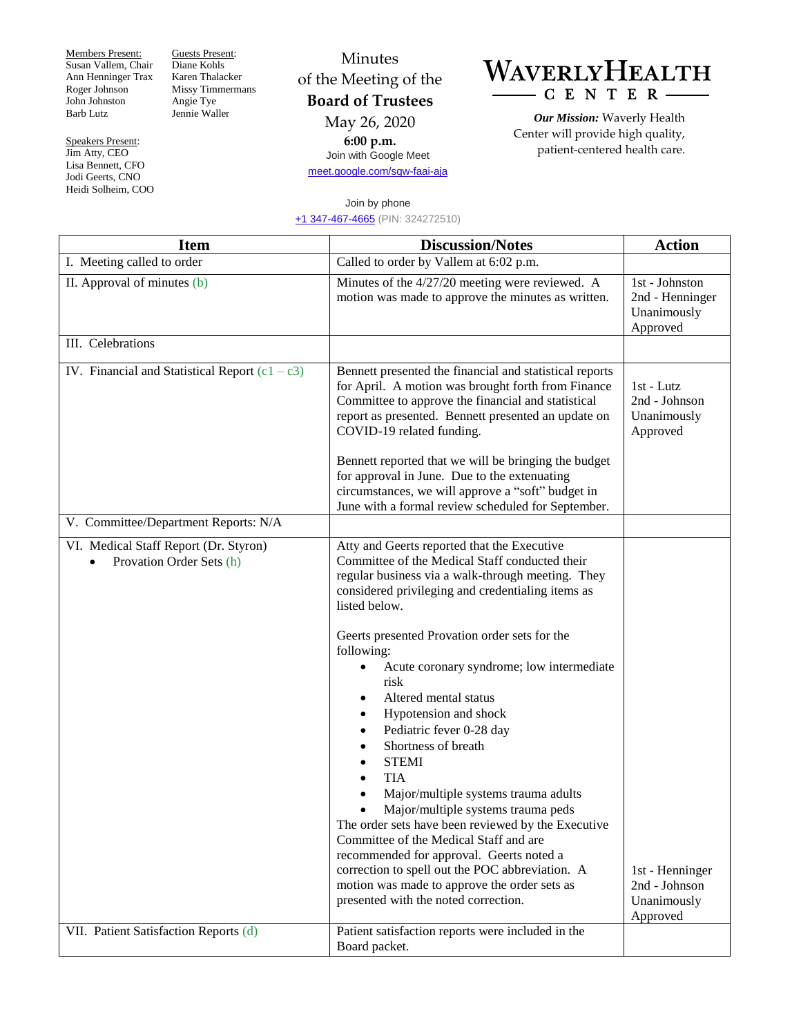Members Present:
Susan Vallem, Chair
Ann Henninger Trax
Roger Johnson
John Johnston
Barb Lutz

Guests Present:
Diane Kohls
Karen Thalacker
Missy Timmermans
Angie Tye
Jennie Waller

Speakers Present:
Jim Atty, CEO
Lisa Bennett, CFO
Jodi Geerts, CNO
Heidi Solheim, COO

# Minutes of the Meeting of the **Board of Trustees**

May 26, 2020

**6:00 p.m.**

Join with Google Meet

meet.google.com/sqw-faai-aja

Join by phone

+1 347-467-4665 (PIN: 324272510)

**WAVERLY HEALTH CENTER**

***Our Mission:*** Waverly Health Center will provide high quality, patient-centered health care.

| Item | Discussion/Notes | Action |
|---|---|---|
| I. Meeting called to order | Called to order by Vallem at 6:02 p.m. | |
| II. Approval of minutes (b) | Minutes of the 4/27/20 meeting were reviewed. A motion was made to approve the minutes as written. | 1st - Johnston<br>2nd - Henninger<br>Unanimously Approved |
| III. Celebrations | | |
| IV. Financial and Statistical Report (c1 – c3) | Bennett presented the financial and statistical reports for April. A motion was brought forth from Finance Committee to approve the financial and statistical report as presented. Bennett presented an update on COVID-19 related funding.<br><br>Bennett reported that we will be bringing the budget for approval in June. Due to the extenuating circumstances, we will approve a "soft" budget in June with a formal review scheduled for September. | 1st - Lutz<br>2nd - Johnson<br>Unanimously Approved |
| V. Committee/Department Reports: N/A | | |
| VI. Medical Staff Report (Dr. Styron)<br>• Provation Order Sets (h) | Atty and Geerts reported that the Executive Committee of the Medical Staff conducted their regular business via a walk-through meeting. They considered privileging and credentialing items as listed below.<br><br>Geerts presented Provation order sets for the following:<br>• Acute coronary syndrome; low intermediate risk<br>• Altered mental status<br>• Hypotension and shock<br>• Pediatric fever 0-28 day<br>• Shortness of breath<br>• STEMI<br>• TIA<br>• Major/multiple systems trauma adults<br>• Major/multiple systems trauma peds<br>The order sets have been reviewed by the Executive Committee of the Medical Staff and are recommended for approval. Geerts noted a correction to spell out the POC abbreviation. A motion was made to approve the order sets as presented with the noted correction. | 1st - Henninger<br>2nd - Johnson<br>Unanimously Approved |
| VII. Patient Satisfaction Reports (d) | Patient satisfaction reports were included in the Board packet. | |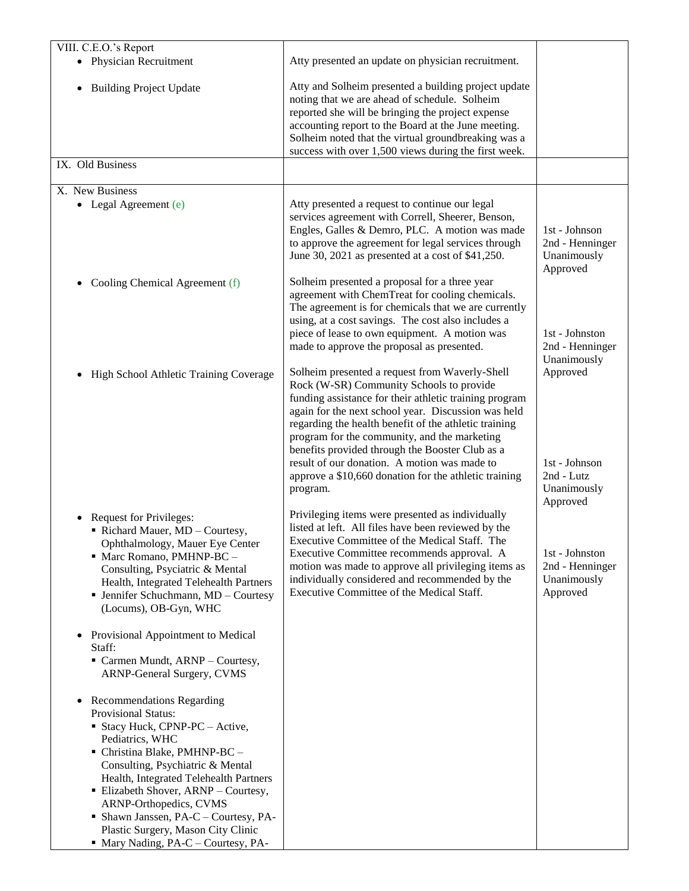| | | |
|---|---|---|
| VIII. C.E.O.'s Report<br>• Physician Recruitment | Atty presented an update on physician recruitment. | |
| • Building Project Update | Atty and Solheim presented a building project update noting that we are ahead of schedule. Solheim reported she will be bringing the project expense accounting report to the Board at the June meeting. Solheim noted that the virtual groundbreaking was a success with over 1,500 views during the first week. | |
| IX. Old Business | | |
| X. New Business<br>• Legal Agreement (e) | Atty presented a request to continue our legal services agreement with Correll, Sheerer, Benson, Engles, Galles & Demro, PLC. A motion was made to approve the agreement for legal services through June 30, 2021 as presented at a cost of $41,250. | 1st - Johnson<br>2nd - Henninger<br>Unanimously Approved |
| • Cooling Chemical Agreement (f) | Solheim presented a proposal for a three year agreement with ChemTreat for cooling chemicals. The agreement is for chemicals that we are currently using, at a cost savings. The cost also includes a piece of lease to own equipment. A motion was made to approve the proposal as presented. | 1st - Johnston<br>2nd - Henninger<br>Unanimously Approved |
| • High School Athletic Training Coverage | Solheim presented a request from Waverly-Shell Rock (W-SR) Community Schools to provide funding assistance for their athletic training program again for the next school year. Discussion was held regarding the health benefit of the athletic training program for the community, and the marketing benefits provided through the Booster Club as a result of our donation. A motion was made to approve a $10,660 donation for the athletic training program. | 1st - Johnson<br>2nd - Lutz<br>Unanimously Approved |
| • Request for Privileges:<br>▪ Richard Mauer, MD – Courtesy, Ophthalmology, Mauer Eye Center<br>▪ Marc Romano, PMHNP-BC – Consulting, Psyciatric & Mental Health, Integrated Telehealth Partners<br>▪ Jennifer Schuchmann, MD – Courtesy (Locums), OB-Gyn, WHC<br><br>• Provisional Appointment to Medical Staff:<br>▪ Carmen Mundt, ARNP – Courtesy, ARNP-General Surgery, CVMS<br><br>• Recommendations Regarding Provisional Status:<br>▪ Stacy Huck, CPNP-PC – Active, Pediatrics, WHC<br>▪ Christina Blake, PMHNP-BC – Consulting, Psychiatric & Mental Health, Integrated Telehealth Partners<br>▪ Elizabeth Shover, ARNP – Courtesy, ARNP-Orthopedics, CVMS<br>▪ Shawn Janssen, PA-C – Courtesy, PA-Plastic Surgery, Mason City Clinic<br>▪ Mary Nading, PA-C – Courtesy, PA- | Privileging items were presented as individually listed at left. All files have been reviewed by the Executive Committee of the Medical Staff. The Executive Committee recommends approval. A motion was made to approve all privileging items as individually considered and recommended by the Executive Committee of the Medical Staff. | 1st - Johnston<br>2nd - Henninger<br>Unanimously Approved |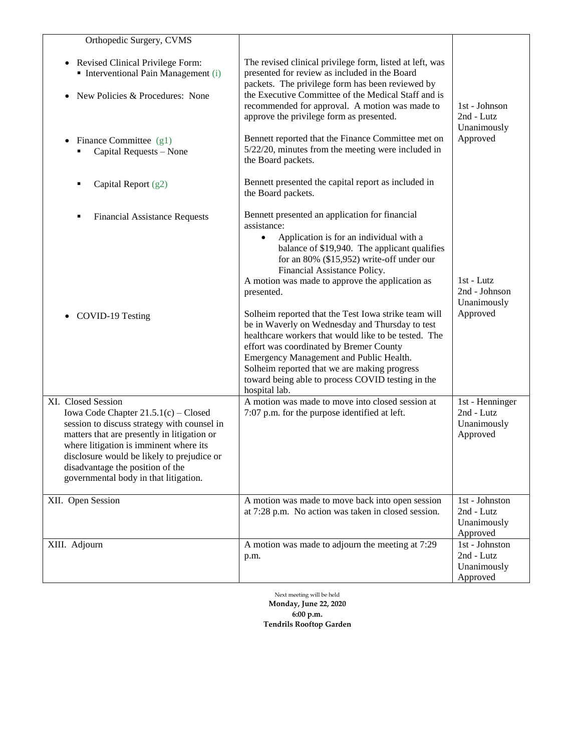| | | |
|---|---|---|
| Orthopedic Surgery, CVMS<br><br>• Revised Clinical Privilege Form:<br>  ▪ Interventional Pain Management (i)<br><br>• New Policies & Procedures: None | The revised clinical privilege form, listed at left, was presented for review as included in the Board packets. The privilege form has been reviewed by the Executive Committee of the Medical Staff and is recommended for approval. A motion was made to approve the privilege form as presented. | 1st - Johnson<br>2nd - Lutz<br>Unanimously Approved |
| • Finance Committee (g1)<br>  ▪ Capital Requests – None | Bennett reported that the Finance Committee met on 5/22/20, minutes from the meeting were included in the Board packets. | |
| ▪ Capital Report (g2) | Bennett presented the capital report as included in the Board packets. | |
| ▪ Financial Assistance Requests | Bennett presented an application for financial assistance:<br>• Application is for an individual with a balance of $19,940. The applicant qualifies for an 80% ($15,952) write-off under our Financial Assistance Policy.<br>A motion was made to approve the application as presented. | 1st - Lutz<br>2nd - Johnson<br>Unanimously Approved |
| • COVID-19 Testing | Solheim reported that the Test Iowa strike team will be in Waverly on Wednesday and Thursday to test healthcare workers that would like to be tested. The effort was coordinated by Bremer County Emergency Management and Public Health. Solheim reported that we are making progress toward being able to process COVID testing in the hospital lab. | |
| XI. Closed Session<br>Iowa Code Chapter 21.5.1(c) – Closed session to discuss strategy with counsel in matters that are presently in litigation or where litigation is imminent where its disclosure would be likely to prejudice or disadvantage the position of the governmental body in that litigation. | A motion was made to move into closed session at 7:07 p.m. for the purpose identified at left. | 1st - Henninger<br>2nd - Lutz<br>Unanimously Approved |
| XII. Open Session | A motion was made to move back into open session at 7:28 p.m. No action was taken in closed session. | 1st - Johnston<br>2nd - Lutz<br>Unanimously Approved |
| XIII. Adjourn | A motion was made to adjourn the meeting at 7:29 p.m. | 1st - Johnston<br>2nd - Lutz<br>Unanimously Approved |

Next meeting will be held
**Monday, June 22, 2020**
**6:00 p.m.**
**Tendrils Rooftop Garden**